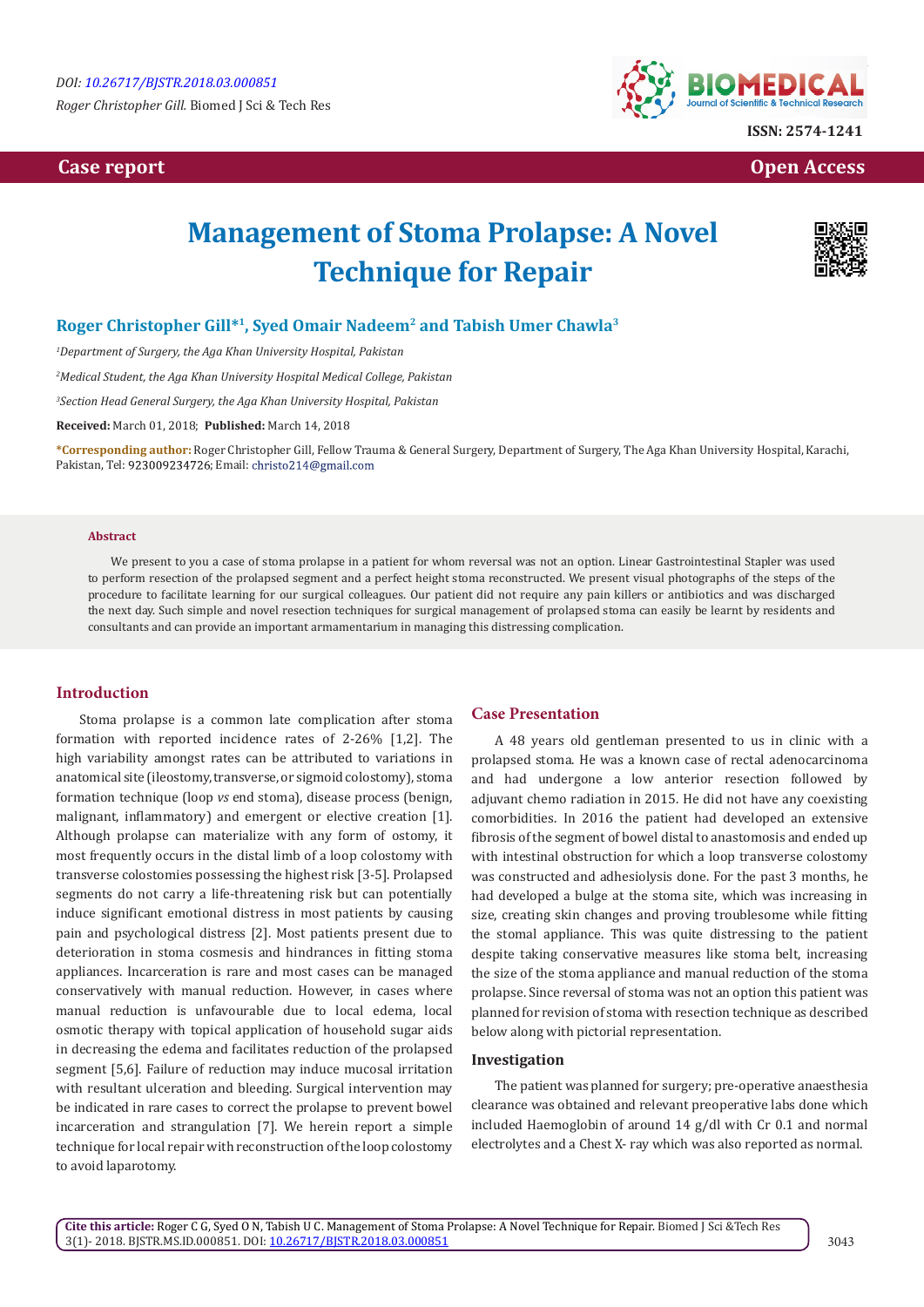DOI: 10.26717/BJSTR.2018.03.000851

*Roger Christopher Gill.* Biomed J Sci & Tech Res

ISSN: 2574-1241

Case report

Open Access

# Management of Stoma Prolapse: A Novel Technique for Repair

**Roger Christopher Gill*[1], Syed Omair Nadeem[2] and Tabish Umer Chawla[3]**

[1]*Department of Surgery, the Aga Khan University Hospital, Pakistan*

[2]*Medical Student, the Aga Khan University Hospital Medical College, Pakistan*

[3]*Section Head General Surgery, the Aga Khan University Hospital, Pakistan*

**Received:** March 01, 2018; **Published:** March 14, 2018

***Corresponding author:** Roger Christopher Gill, Fellow Trauma & General Surgery, Department of Surgery, The Aga Khan University Hospital, Karachi, Pakistan, Tel: 923009234726; Email: christo214@gmail.com

**Abstract**

We present to you a case of stoma prolapse in a patient for whom reversal was not an option. Linear Gastrointestinal Stapler was used to perform resection of the prolapsed segment and a perfect height stoma reconstructed. We present visual photographs of the steps of the procedure to facilitate learning for our surgical colleagues. Our patient did not require any pain killers or antibiotics and was discharged the next day. Such simple and novel resection techniques for surgical management of prolapsed stoma can easily be learnt by residents and consultants and can provide an important armamentarium in managing this distressing complication.

## Introduction

Stoma prolapse is a common late complication after stoma formation with reported incidence rates of 2-26% [1,2]. The high variability amongst rates can be attributed to variations in anatomical site (ileostomy, transverse, or sigmoid colostomy), stoma formation technique (loop *vs* end stoma), disease process (benign, malignant, inflammatory) and emergent or elective creation [1]. Although prolapse can materialize with any form of ostomy, it most frequently occurs in the distal limb of a loop colostomy with transverse colostomies possessing the highest risk [3-5]. Prolapsed segments do not carry a life-threatening risk but can potentially induce significant emotional distress in most patients by causing pain and psychological distress [2]. Most patients present due to deterioration in stoma cosmesis and hindrances in fitting stoma appliances. Incarceration is rare and most cases can be managed conservatively with manual reduction. However, in cases where manual reduction is unfavourable due to local edema, local osmotic therapy with topical application of household sugar aids in decreasing the edema and facilitates reduction of the prolapsed segment [5,6]. Failure of reduction may induce mucosal irritation with resultant ulceration and bleeding. Surgical intervention may be indicated in rare cases to correct the prolapse to prevent bowel incarceration and strangulation [7]. We herein report a simple technique for local repair with reconstruction of the loop colostomy to avoid laparotomy.

## Case Presentation

A 48 years old gentleman presented to us in clinic with a prolapsed stoma. He was a known case of rectal adenocarcinoma and had undergone a low anterior resection followed by adjuvant chemo radiation in 2015. He did not have any coexisting comorbidities. In 2016 the patient had developed an extensive fibrosis of the segment of bowel distal to anastomosis and ended up with intestinal obstruction for which a loop transverse colostomy was constructed and adhesiolysis done. For the past 3 months, he had developed a bulge at the stoma site, which was increasing in size, creating skin changes and proving troublesome while fitting the stomal appliance. This was quite distressing to the patient despite taking conservative measures like stoma belt, increasing the size of the stoma appliance and manual reduction of the stoma prolapse. Since reversal of stoma was not an option this patient was planned for revision of stoma with resection technique as described below along with pictorial representation.

### Investigation

The patient was planned for surgery; pre-operative anaesthesia clearance was obtained and relevant preoperative labs done which included Haemoglobin of around 14 g/dl with Cr 0.1 and normal electrolytes and a Chest X- ray which was also reported as normal.

**Cite this article:** Roger C G, Syed O N, Tabish U C. Management of Stoma Prolapse: A Novel Technique for Repair. Biomed J Sci &Tech Res 3(1)- 2018. BJSTR.MS.ID.000851. DOI: 10.26717/BJSTR.2018.03.000851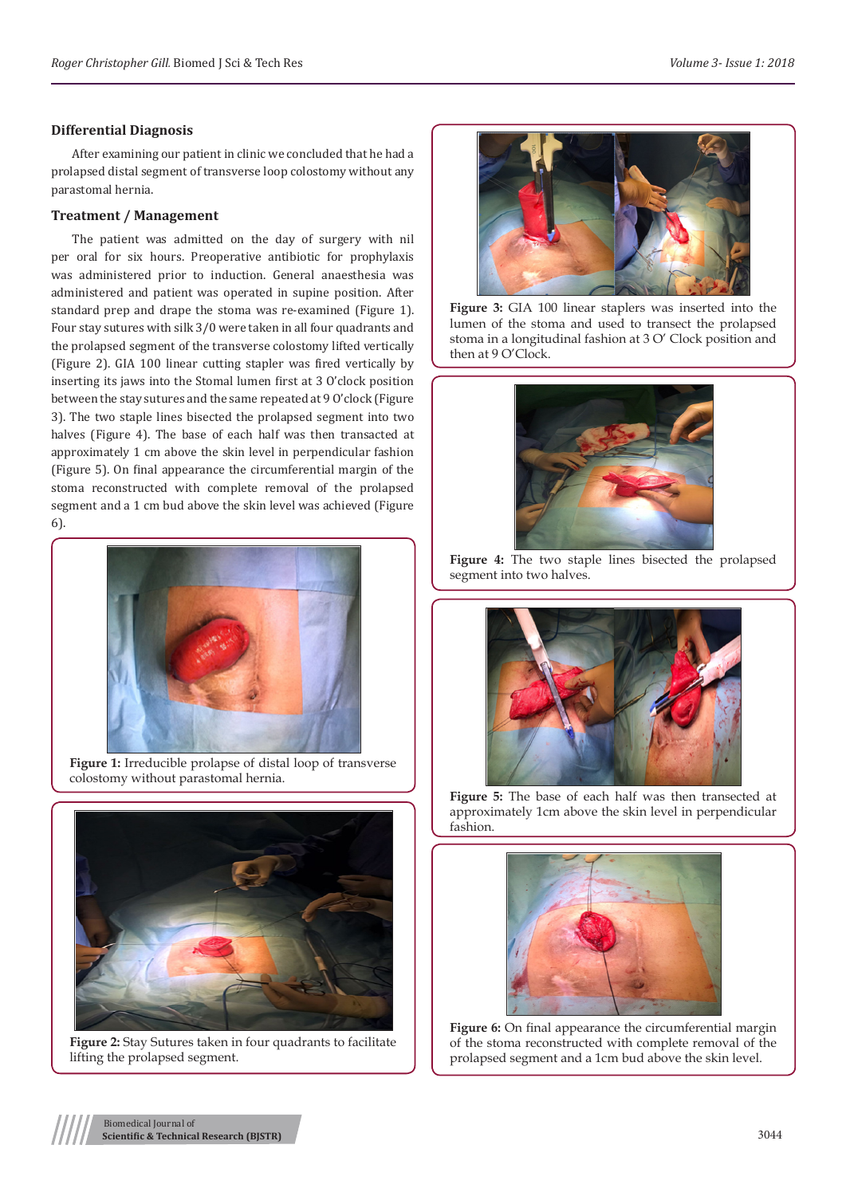## Differential Diagnosis

After examining our patient in clinic we concluded that he had a prolapsed distal segment of transverse loop colostomy without any parastomal hernia.

## Treatment / Management

The patient was admitted on the day of surgery with nil per oral for six hours. Preoperative antibiotic for prophylaxis was administered prior to induction. General anaesthesia was administered and patient was operated in supine position. After standard prep and drape the stoma was re-examined (Figure 1). Four stay sutures with silk 3/0 were taken in all four quadrants and the prolapsed segment of the transverse colostomy lifted vertically (Figure 2). GIA 100 linear cutting stapler was fired vertically by inserting its jaws into the Stomal lumen first at 3 O'clock position between the stay sutures and the same repeated at 9 O'clock (Figure 3). The two staple lines bisected the prolapsed segment into two halves (Figure 4). The base of each half was then transacted at approximately 1 cm above the skin level in perpendicular fashion (Figure 5). On final appearance the circumferential margin of the stoma reconstructed with complete removal of the prolapsed segment and a 1 cm bud above the skin level was achieved (Figure 6).

**Figure 1:** Irreducible prolapse of distal loop of transverse colostomy without parastomal hernia.

**Figure 2:** Stay Sutures taken in four quadrants to facilitate lifting the prolapsed segment.

**Figure 3:** GIA 100 linear staplers was inserted into the lumen of the stoma and used to transect the prolapsed stoma in a longitudinal fashion at 3 O' Clock position and then at 9 O'Clock.

**Figure 4:** The two staple lines bisected the prolapsed segment into two halves.

**Figure 5:** The base of each half was then transected at approximately 1cm above the skin level in perpendicular fashion.

**Figure 6:** On final appearance the circumferential margin of the stoma reconstructed with complete removal of the prolapsed segment and a 1cm bud above the skin level.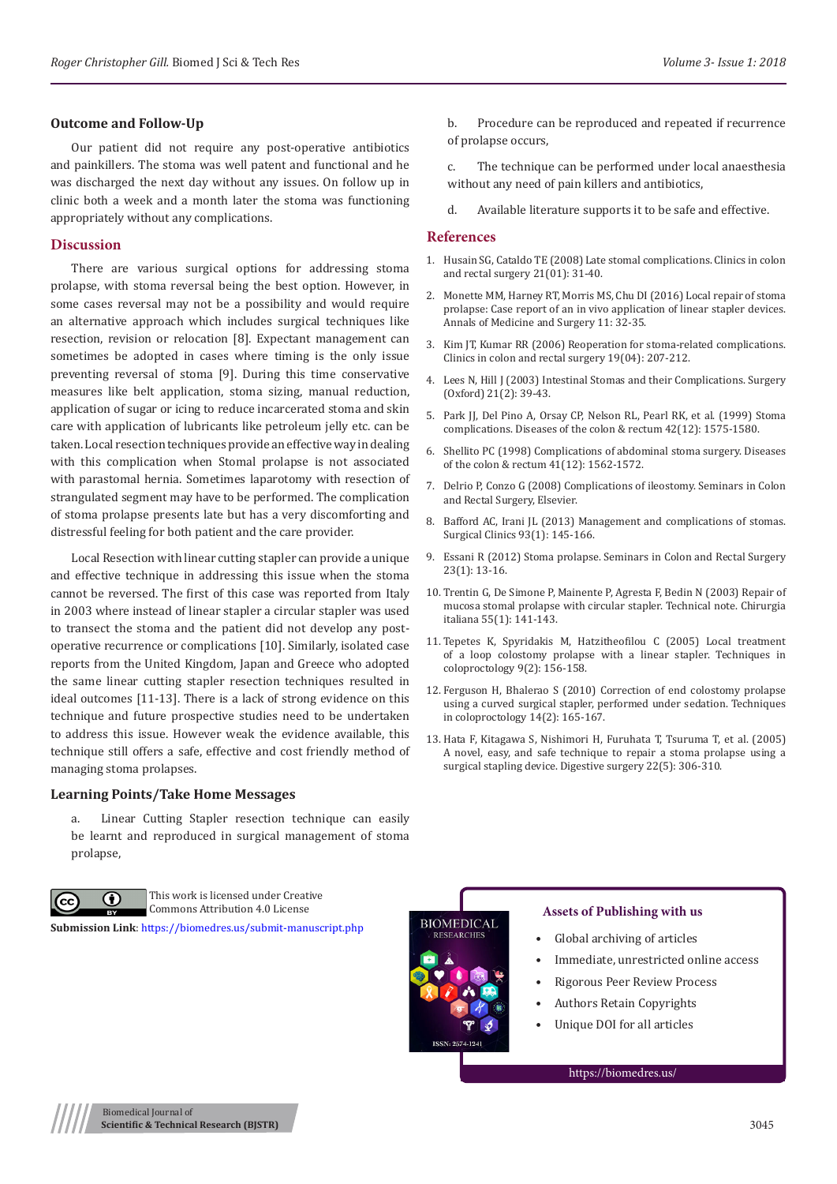## Outcome and Follow-Up

Our patient did not require any post-operative antibiotics and painkillers. The stoma was well patent and functional and he was discharged the next day without any issues. On follow up in clinic both a week and a month later the stoma was functioning appropriately without any complications.

## Discussion

There are various surgical options for addressing stoma prolapse, with stoma reversal being the best option. However, in some cases reversal may not be a possibility and would require an alternative approach which includes surgical techniques like resection, revision or relocation [8]. Expectant management can sometimes be adopted in cases where timing is the only issue preventing reversal of stoma [9]. During this time conservative measures like belt application, stoma sizing, manual reduction, application of sugar or icing to reduce incarcerated stoma and skin care with application of lubricants like petroleum jelly etc. can be taken. Local resection techniques provide an effective way in dealing with this complication when Stomal prolapse is not associated with parastomal hernia. Sometimes laparotomy with resection of strangulated segment may have to be performed. The complication of stoma prolapse presents late but has a very discomforting and distressful feeling for both patient and the care provider.

Local Resection with linear cutting stapler can provide a unique and effective technique in addressing this issue when the stoma cannot be reversed. The first of this case was reported from Italy in 2003 where instead of linear stapler a circular stapler was used to transect the stoma and the patient did not develop any post-operative recurrence or complications [10]. Similarly, isolated case reports from the United Kingdom, Japan and Greece who adopted the same linear cutting stapler resection techniques resulted in ideal outcomes [11-13]. There is a lack of strong evidence on this technique and future prospective studies need to be undertaken to address this issue. However weak the evidence available, this technique still offers a safe, effective and cost friendly method of managing stoma prolapses.

## Learning Points/Take Home Messages

a. Linear Cutting Stapler resection technique can easily be learnt and reproduced in surgical management of stoma prolapse,

b. Procedure can be reproduced and repeated if recurrence of prolapse occurs,

c. The technique can be performed under local anaesthesia without any need of pain killers and antibiotics,

d. Available literature supports it to be safe and effective.

## References

1. Husain SG, Cataldo TE (2008) Late stomal complications. Clinics in colon and rectal surgery 21(01): 31-40.
2. Monette MM, Harney RT, Morris MS, Chu DI (2016) Local repair of stoma prolapse: Case report of an in vivo application of linear stapler devices. Annals of Medicine and Surgery 11: 32-35.
3. Kim JT, Kumar RR (2006) Reoperation for stoma-related complications. Clinics in colon and rectal surgery 19(04): 207-212.
4. Lees N, Hill J (2003) Intestinal Stomas and their Complications. Surgery (Oxford) 21(2): 39-43.
5. Park JJ, Del Pino A, Orsay CP, Nelson RL, Pearl RK, et al. (1999) Stoma complications. Diseases of the colon & rectum 42(12): 1575-1580.
6. Shellito PC (1998) Complications of abdominal stoma surgery. Diseases of the colon & rectum 41(12): 1562-1572.
7. Delrio P, Conzo G (2008) Complications of ileostomy. Seminars in Colon and Rectal Surgery, Elsevier.
8. Bafford AC, Irani JL (2013) Management and complications of stomas. Surgical Clinics 93(1): 145-166.
9. Essani R (2012) Stoma prolapse. Seminars in Colon and Rectal Surgery 23(1): 13-16.
10. Trentin G, De Simone P, Mainente P, Agresta F, Bedin N (2003) Repair of mucosa stomal prolapse with circular stapler. Technical note. Chirurgia italiana 55(1): 141-143.
11. Tepetes K, Spyridakis M, Hatzitheofilou C (2005) Local treatment of a loop colostomy prolapse with a linear stapler. Techniques in coloproctology 9(2): 156-158.
12. Ferguson H, Bhalerao S (2010) Correction of end colostomy prolapse using a curved surgical stapler, performed under sedation. Techniques in coloproctology 14(2): 165-167.
13. Hata F, Kitagawa S, Nishimori H, Furuhata T, Tsuruma T, et al. (2005) A novel, easy, and safe technique to repair a stoma prolapse using a surgical stapling device. Digestive surgery 22(5): 306-310.

This work is licensed under Creative Commons Attribution 4.0 License

**Submission Link**: https://biomedres.us/submit-manuscript.php

**Assets of Publishing with us**

- Global archiving of articles
- Immediate, unrestricted online access
- Rigorous Peer Review Process
- Authors Retain Copyrights
- Unique DOI for all articles

https://biomedres.us/